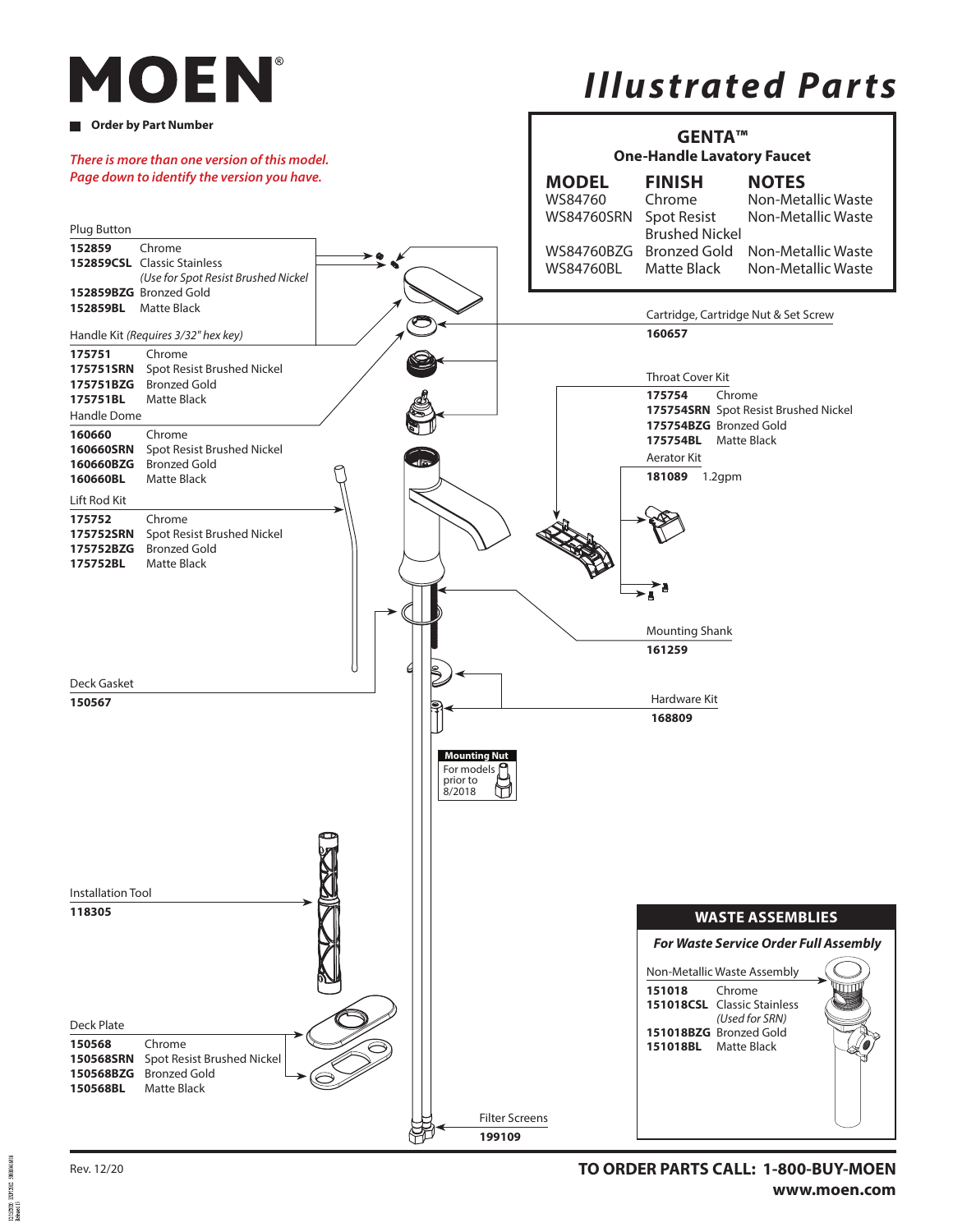# MOEN

# Illustrated Parts

■ **Order by Part Number**

*There is more than one version of this model.*
*Page down to identify the version you have.*

## GENTA™
### One-Handle Lavatory Faucet

| MODEL | FINISH | NOTES |
|---|---|---|
| WS84760 | Chrome | Non-Metallic Waste |
| WS84760SRN | Spot Resist Brushed Nickel | Non-Metallic Waste |
| WS84760BZG | Bronzed Gold | Non-Metallic Waste |
| WS84760BL | Matte Black | Non-Metallic Waste |

**Plug Button**

| | |
|---|---|
| **152859** | Chrome |
| **152859CSL** | Classic Stainless *(Use for Spot Resist Brushed Nickel)* |
| **152859BZG** | Bronzed Gold |
| **152859BL** | Matte Black |

**Handle Kit** *(Requires 3/32" hex key)*

| | |
|---|---|
| **175751** | Chrome |
| **175751SRN** | Spot Resist Brushed Nickel |
| **175751BZG** | Bronzed Gold |
| **175751BL** | Matte Black |

**Handle Dome**

| | |
|---|---|
| **160660** | Chrome |
| **160660SRN** | Spot Resist Brushed Nickel |
| **160660BZG** | Bronzed Gold |
| **160660BL** | Matte Black |

**Lift Rod Kit**

| | |
|---|---|
| **175752** | Chrome |
| **175752SRN** | Spot Resist Brushed Nickel |
| **175752BZG** | Bronzed Gold |
| **175752BL** | Matte Black |

**Deck Gasket**
**150567**

**Installation Tool**
**118305**

**Deck Plate**

| | |
|---|---|
| **150568** | Chrome |
| **150568SRN** | Spot Resist Brushed Nickel |
| **150568BZG** | Bronzed Gold |
| **150568BL** | Matte Black |

**Cartridge, Cartridge Nut & Set Screw**
**160657**

**Throat Cover Kit**

| | |
|---|---|
| **175754** | Chrome |
| **175754SRN** | Spot Resist Brushed Nickel |
| **175754BZG** | Bronzed Gold |
| **175754BL** | Matte Black |

**Aerator Kit**
**181089** 1.2gpm

**Mounting Shank**
**161259**

**Hardware Kit**
**168809**

**Mounting Nut**
For models prior to 8/2018

**Filter Screens**
**199109**

## WASTE ASSEMBLIES

***For Waste Service Order Full Assembly***

**Non-Metallic Waste Assembly**

| | |
|---|---|
| **151018** | Chrome |
| **151018CSL** | Classic Stainless *(Used for SRN)* |
| **151018BZG** | Bronzed Gold |
| **151018BL** | Matte Black |

Rev. 12/20

**TO ORDER PARTS CALL: 1-800-BUY-MOEN**
**www.moen.com**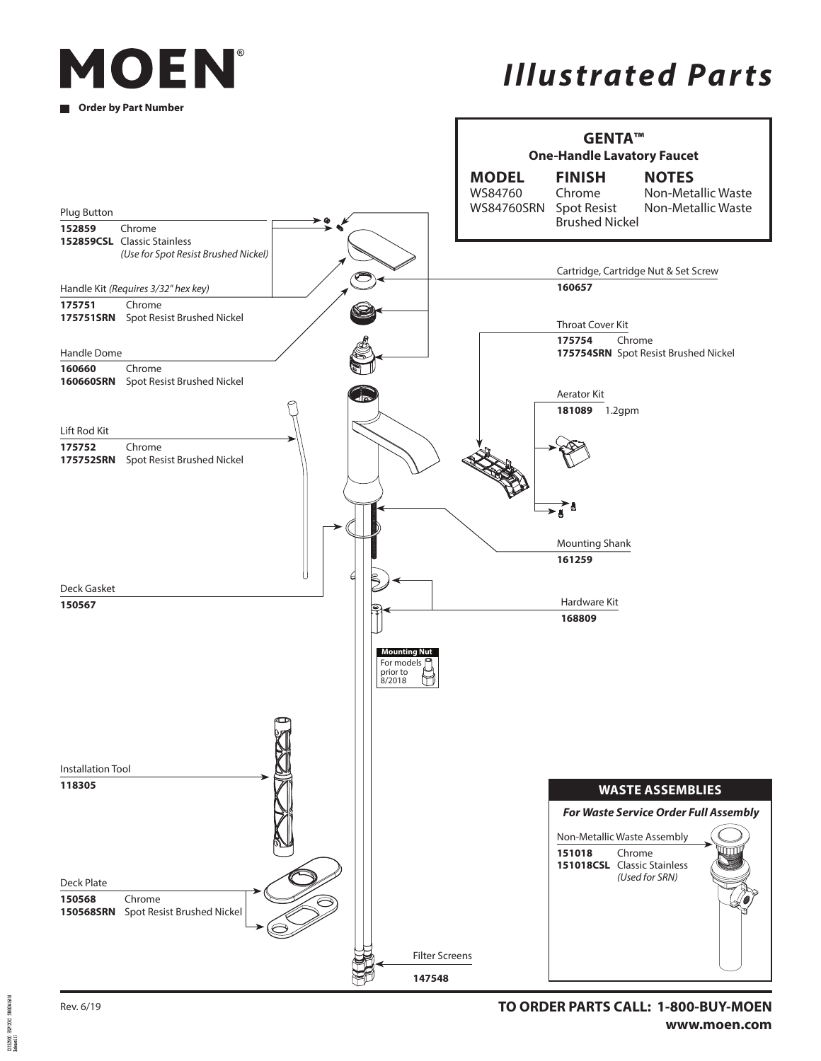# MOEN

**Order by Part Number**

# Illustrated Parts

## GENTA™

**One-Handle Lavatory Faucet**

| MODEL | FINISH | NOTES |
| --- | --- | --- |
| WS84760 | Chrome | Non-Metallic Waste |
| WS84760SRN | Spot Resist Brushed Nickel | Non-Metallic Waste |

Plug Button
**152859** Chrome
**152859CSL** Classic Stainless
*(Use for Spot Resist Brushed Nickel)*

Handle Kit *(Requires 3/32" hex key)*
**175751** Chrome
**175751SRN** Spot Resist Brushed Nickel

Handle Dome
**160660** Chrome
**160660SRN** Spot Resist Brushed Nickel

Lift Rod Kit
**175752** Chrome
**175752SRN** Spot Resist Brushed Nickel

Deck Gasket
**150567**

Installation Tool
**118305**

Deck Plate
**150568** Chrome
**150568SRN** Spot Resist Brushed Nickel

Cartridge, Cartridge Nut & Set Screw
**160657**

Throat Cover Kit
**175754** Chrome
**175754SRN** Spot Resist Brushed Nickel

Aerator Kit
**181089** 1.2gpm

Mounting Shank
**161259**

Hardware Kit
**168809**

**Mounting Nut**
For models prior to 8/2018

Filter Screens
**147548**

### WASTE ASSEMBLIES

***For Waste Service Order Full Assembly***

Non-Metallic Waste Assembly
**151018** Chrome
**151018CSL** Classic Stainless
*(Used for SRN)*

Rev. 6/19

**TO ORDER PARTS CALL: 1-800-BUY-MOEN**
**www.moen.com**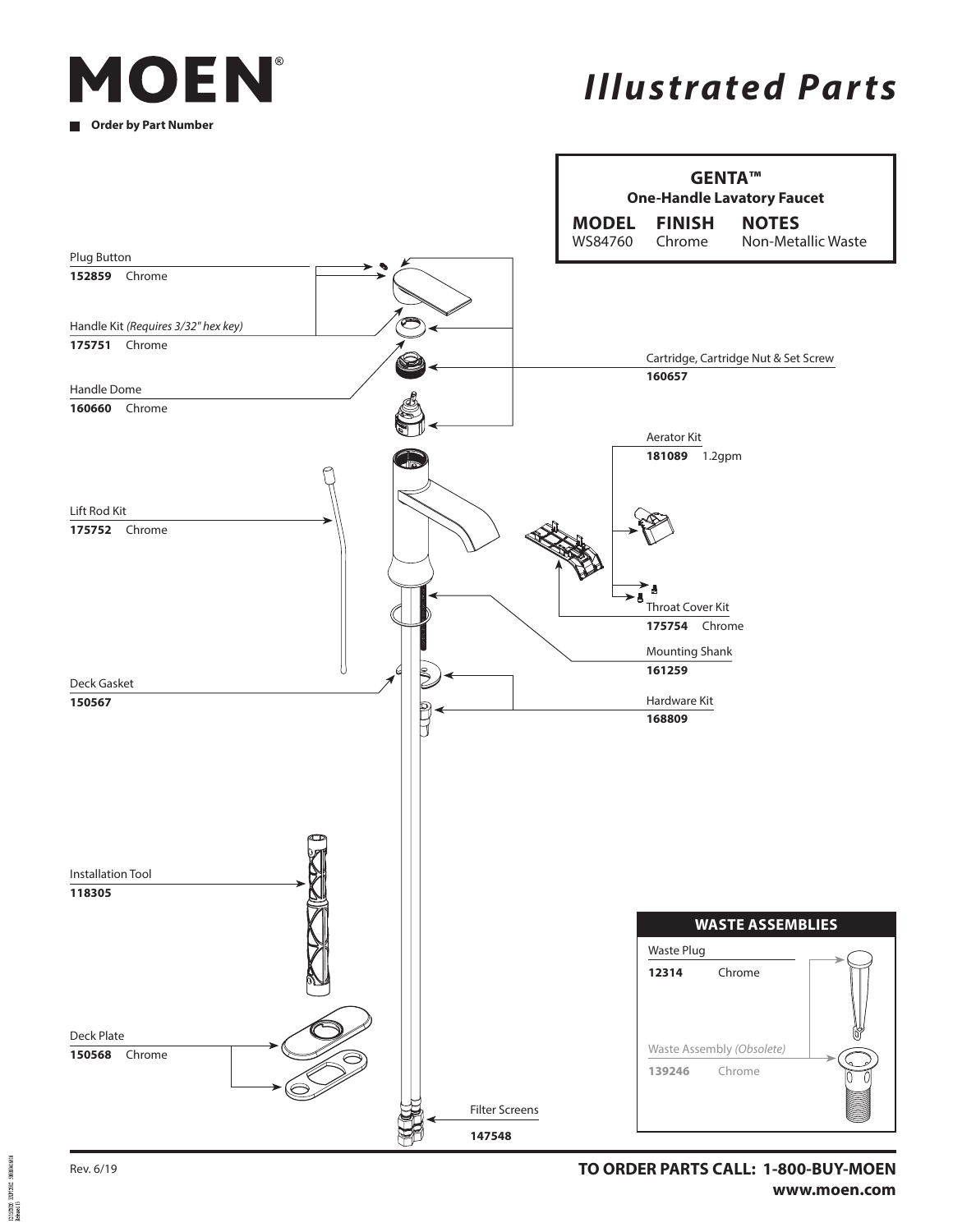# MOEN

■ **Order by Part Number**

# *Illustrated Parts*

**GENTA™**
**One-Handle Lavatory Faucet**

| MODEL | FINISH | NOTES |
|---|---|---|
| WS84760 | Chrome | Non-Metallic Waste |

Plug Button
**152859** Chrome

Handle Kit *(Requires 3/32" hex key)*
**175751** Chrome

Handle Dome
**160660** Chrome

Cartridge, Cartridge Nut & Set Screw
**160657**

Aerator Kit
**181089** 1.2gpm

Lift Rod Kit
**175752** Chrome

Throat Cover Kit
**175754** Chrome

Mounting Shank
**161259**

Deck Gasket
**150567**

Hardware Kit
**168809**

Installation Tool
**118305**

**WASTE ASSEMBLIES**

Waste Plug
**12314** Chrome

Waste Assembly *(Obsolete)*
**139246** Chrome

Deck Plate
**150568** Chrome

Filter Screens
**147548**

Rev. 6/19

**TO ORDER PARTS CALL: 1-800-BUY-MOEN**
**www.moen.com**